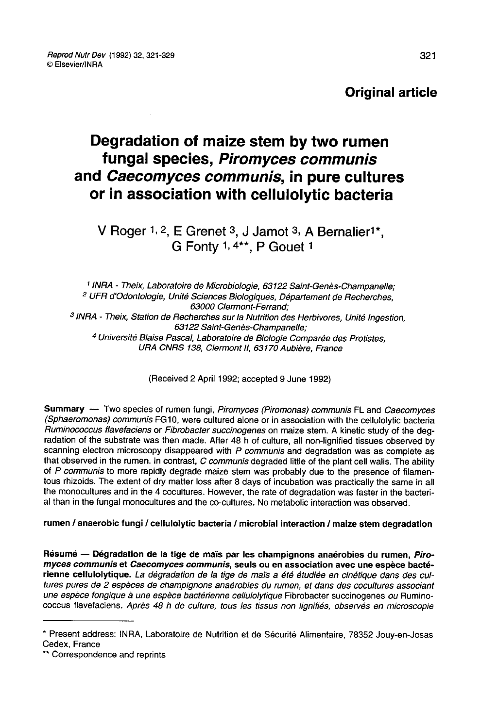Original article

# Degradation of maize stem by two rumen fungal species, *Piromyces communis* and *Caecomyces communis*, in pure cultures or in association with cellulolytic bacteria

V Roger [1,2], E Grenet [3], J Jamot [3], A Bernalier[1*], G Fonty [1,4**], P Gouet [1]

[1] INRA - Theix, Laboratoire de Microbiologie, 63122 Saint-Genès-Champanelle;
[2] UFR d'Odontologie, Unité Sciences Biologiques, Département de Recherches, 63000 Clermont-Ferrand;
[3] INRA - Theix, Station de Recherches sur la Nutrition des Herbivores, Unité Ingestion, 63122 Saint-Genès-Champanelle;
[4] Université Blaise Pascal, Laboratoire de Biologie Comparée des Protistes, URA CNRS 138, Clermont II, 63170 Aubière, France

(Received 2 April 1992; accepted 9 June 1992)

**Summary** — Two species of rumen fungi, *Piromyces (Piromonas) communis* FL and *Caecomyces (Sphaeromonas) communis* FG10, were cultured alone or in association with the cellulolytic bacteria *Ruminococcus flavefaciens* or *Fibrobacter succinogenes* on maize stem. A kinetic study of the degradation of the substrate was then made. After 48 h of culture, all non-lignified tissues observed by scanning electron microscopy disappeared with *P communis* and degradation was as complete as that observed in the rumen. In contrast, *C communis* degraded little of the plant cell walls. The ability of *P communis* to more rapidly degrade maize stem was probably due to the presence of filamentous rhizoids. The extent of dry matter loss after 8 days of incubation was practically the same in all the monocultures and in the 4 cocultures. However, the rate of degradation was faster in the bacterial than in the fungal monocultures and the co-cultures. No metabolic interaction was observed.

**rumen / anaerobic fungi / cellulolytic bacteria / microbial interaction / maize stem degradation**

**Résumé** — **Dégradation de la tige de maïs par les champignons anaérobies du rumen, *Piromyces communis* et *Caecomyces communis*, seuls ou en association avec une espèce bactérienne cellulolytique.** *La dégradation de la tige de maïs a été étudiée en cinétique dans des cultures pures de 2 espèces de champignons anaérobies du rumen, et dans des cocultures associant une espèce fongique à une espèce bactérienne cellulolytique* Fibrobacter succinogenes *ou* Ruminococcus flavefaciens. *Après 48 h de culture, tous les tissus non lignifiés, observés en microscopie*

---

\* Present address: INRA, Laboratoire de Nutrition et de Sécurité Alimentaire, 78352 Jouy-en-Josas Cedex, France

\*\* Correspondence and reprints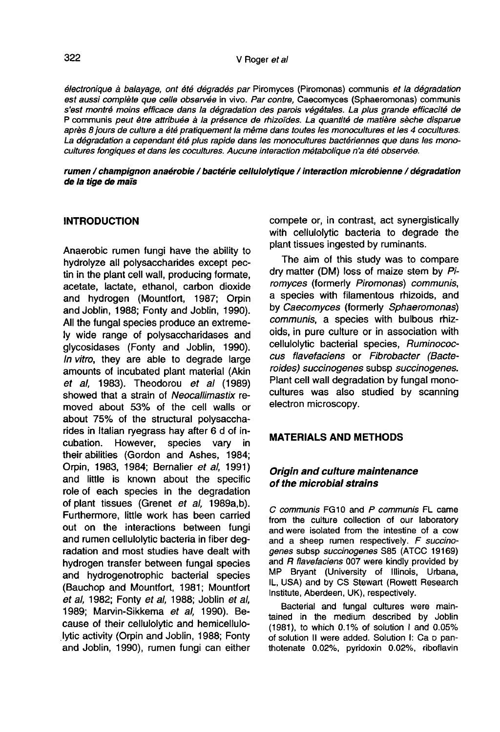*électronique à balayage, ont été dégradés par* Piromyces (Piromonas) communis *et la dégradation est aussi complète que celle observée* in vivo. *Par contre,* Caecomyces (Sphaeromonas) communis *s'est montré moins efficace dans la dégradation des parois végétales. La plus grande efficacité de* P communis *peut être attribuée à la présence de rhizoïdes. La quantité de matière sèche disparue après 8 jours de culture a été pratiquement la même dans toutes les monocultures et les 4 cocultures. La dégradation a cependant été plus rapide dans les monocultures bactériennes que dans les monocultures fongiques et dans les cocultures. Aucune interaction métabolique n'a été observée.*

***rumen / champignon anaérobie / bactérie cellulolytique / interaction microbienne / dégradation de la tige de maïs***

## INTRODUCTION

Anaerobic rumen fungi have the ability to hydrolyze all polysaccharides except pectin in the plant cell wall, producing formate, acetate, lactate, ethanol, carbon dioxide and hydrogen (Mountfort, 1987; Orpin and Joblin, 1988; Fonty and Joblin, 1990). All the fungal species produce an extremely wide range of polysaccharidases and glycosidases (Fonty and Joblin, 1990). *In vitro*, they are able to degrade large amounts of incubated plant material (Akin *et al*, 1983). Theodorou *et al* (1989) showed that a strain of *Neocallimastix* removed about 53% of the cell walls or about 75% of the structural polysaccharides in Italian ryegrass hay after 6 d of incubation. However, species vary in their abilities (Gordon and Ashes, 1984; Orpin, 1983, 1984; Bernalier *et al*, 1991) and little is known about the specific role of each species in the degradation of plant tissues (Grenet *et al*, 1989a,b). Furthermore, little work has been carried out on the interactions between fungi and rumen cellulolytic bacteria in fiber degradation and most studies have dealt with hydrogen transfer between fungal species and hydrogenotrophic bacterial species (Bauchop and Mountfort, 1981; Mountfort *et al*, 1982; Fonty *et al*, 1988; Joblin *et al*, 1989; Marvin-Sikkema *et al*, 1990). Because of their cellulolytic and hemicellulolytic activity (Orpin and Joblin, 1988; Fonty and Joblin, 1990), rumen fungi can either compete or, in contrast, act synergistically with cellulolytic bacteria to degrade the plant tissues ingested by ruminants.

The aim of this study was to compare dry matter (DM) loss of maize stem by *Piromyces* (formerly *Piromonas*) *communis*, a species with filamentous rhizoids, and by *Caecomyces* (formerly *Sphaeromonas*) *communis*, a species with bulbous rhizoids, in pure culture or in association with cellulolytic bacterial species, *Ruminococcus flavefaciens* or *Fibrobacter (Bacteroides) succinogenes* subsp *succinogenes*. Plant cell wall degradation by fungal monocultures was also studied by scanning electron microscopy.

## MATERIALS AND METHODS

### *Origin and culture maintenance of the microbial strains*

*C communis* FG10 and *P communis* FL came from the culture collection of our laboratory and were isolated from the intestine of a cow and a sheep rumen respectively. *F succinogenes* subsp *succinogenes* S85 (ATCC 19169) and *R flavefaciens* 007 were kindly provided by MP Bryant (University of Illinois, Urbana, IL, USA) and by CS Stewart (Rowett Research Institute, Aberdeen, UK), respectively.

Bacterial and fungal cultures were maintained in the medium described by Joblin (1981), to which 0.1% of solution I and 0.05% of solution II were added. Solution I: Ca D pantothenate 0.02%, pyridoxin 0.02%, riboflavin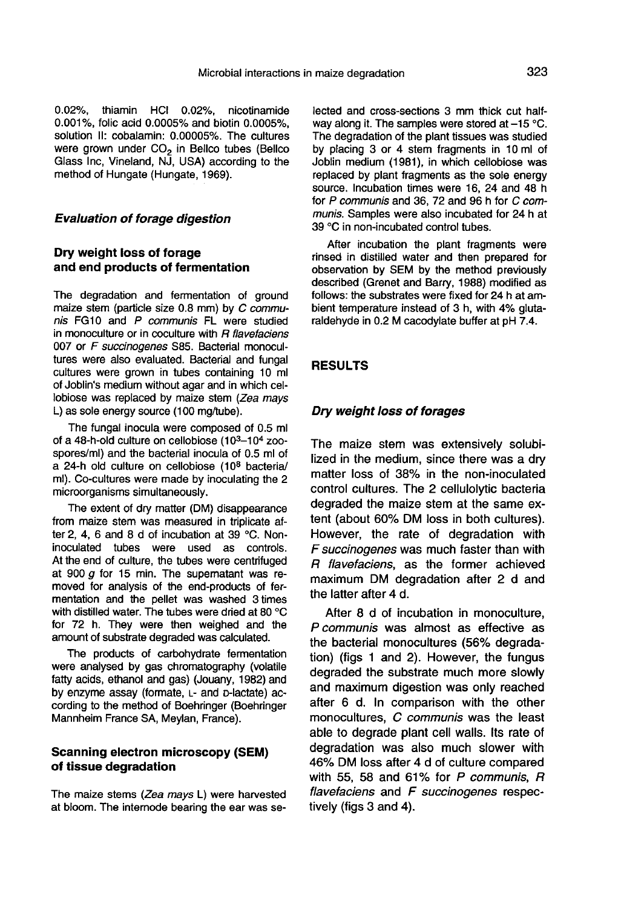0.02%, thiamin HCl 0.02%, nicotinamide 0.001%, folic acid 0.0005% and biotin 0.0005%, solution II: cobalamin: 0.00005%. The cultures were grown under $CO_2$ in Bellco tubes (Bellco Glass Inc, Vineland, NJ, USA) according to the method of Hungate (Hungate, 1969).

### *Evaluation of forage digestion*

#### Dry weight loss of forage and end products of fermentation

The degradation and fermentation of ground maize stem (particle size 0.8 mm) by *C communis* FG10 and *P communis* FL were studied in monoculture or in coculture with *R flavefaciens* 007 or *F succinogenes* S85. Bacterial monocultures were also evaluated. Bacterial and fungal cultures were grown in tubes containing 10 ml of Joblin's medium without agar and in which cellobiose was replaced by maize stem (*Zea mays* L) as sole energy source (100 mg/tube).

The fungal inocula were composed of 0.5 ml of a 48-h-old culture on cellobiose ($10^3$–$10^4$ zoospores/ml) and the bacterial inocula of 0.5 ml of a 24-h old culture on cellobiose ($10^8$ bacteria/ml). Co-cultures were made by inoculating the 2 microorganisms simultaneously.

The extent of dry matter (DM) disappearance from maize stem was measured in triplicate after 2, 4, 6 and 8 d of incubation at 39 °C. Non-inoculated tubes were used as controls. At the end of culture, the tubes were centrifuged at 900 *g* for 15 min. The supernatant was removed for analysis of the end-products of fermentation and the pellet was washed 3 times with distilled water. The tubes were dried at 80 °C for 72 h. They were then weighed and the amount of substrate degraded was calculated.

The products of carbohydrate fermentation were analysed by gas chromatography (volatile fatty acids, ethanol and gas) (Jouany, 1982) and by enzyme assay (formate, L- and D-lactate) according to the method of Boehringer (Boehringer Mannheim France SA, Meylan, France).

#### Scanning electron microscopy (SEM) of tissue degradation

The maize stems (*Zea mays* L) were harvested at bloom. The internode bearing the ear was selected and cross-sections 3 mm thick cut halfway along it. The samples were stored at −15 °C. The degradation of the plant tissues was studied by placing 3 or 4 stem fragments in 10 ml of Joblin medium (1981), in which cellobiose was replaced by plant fragments as the sole energy source. Incubation times were 16, 24 and 48 h for *P communis* and 36, 72 and 96 h for *C communis*. Samples were also incubated for 24 h at 39 °C in non-incubated control tubes.

After incubation the plant fragments were rinsed in distilled water and then prepared for observation by SEM by the method previously described (Grenet and Barry, 1988) modified as follows: the substrates were fixed for 24 h at ambient temperature instead of 3 h, with 4% glutaraldehyde in 0.2 M cacodylate buffer at pH 7.4.

## RESULTS

### *Dry weight loss of forages*

The maize stem was extensively solubilized in the medium, since there was a dry matter loss of 38% in the non-inoculated control cultures. The 2 cellulolytic bacteria degraded the maize stem at the same extent (about 60% DM loss in both cultures). However, the rate of degradation with *F succinogenes* was much faster than with *R flavefaciens*, as the former achieved maximum DM degradation after 2 d and the latter after 4 d.

After 8 d of incubation in monoculture, *P communis* was almost as effective as the bacterial monocultures (56% degradation) (figs 1 and 2). However, the fungus degraded the substrate much more slowly and maximum digestion was only reached after 6 d. In comparison with the other monocultures, *C communis* was the least able to degrade plant cell walls. Its rate of degradation was also much slower with 46% DM loss after 4 d of culture compared with 55, 58 and 61% for *P communis*, *R flavefaciens* and *F succinogenes* respectively (figs 3 and 4).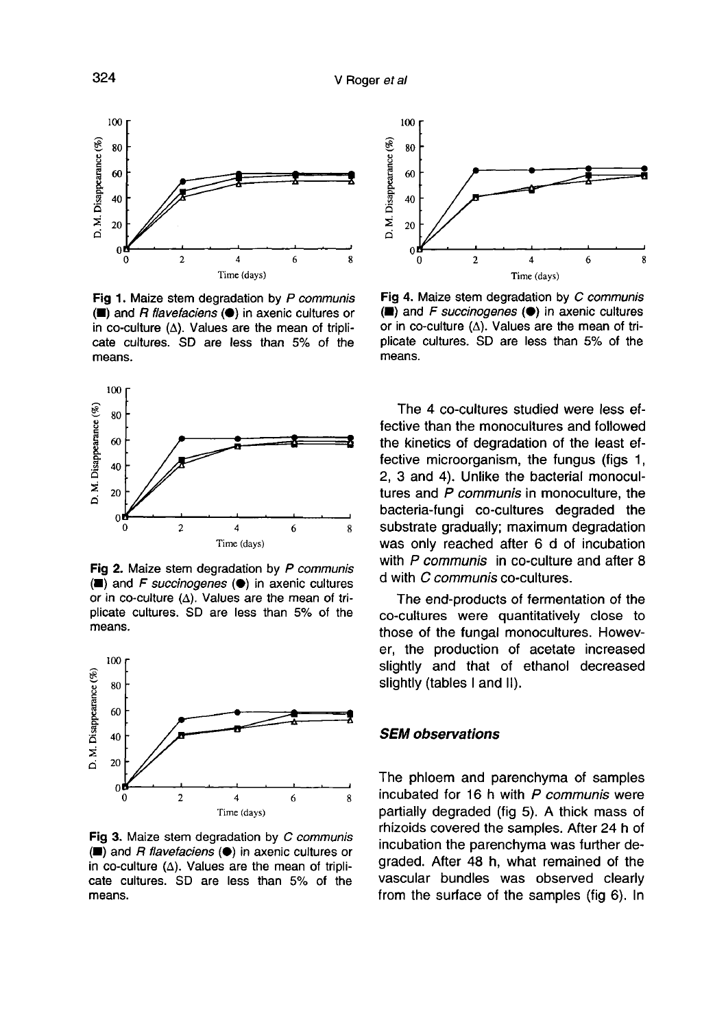**Fig 1.** Maize stem degradation by *P communis* (■) and *R flavefaciens* (●) in axenic cultures or in co-culture (Δ). Values are the mean of triplicate cultures. SD are less than 5% of the means.

**Fig 2.** Maize stem degradation by *P communis* (■) and *F succinogenes* (●) in axenic cultures or in co-culture (Δ). Values are the mean of triplicate cultures. SD are less than 5% of the means.

**Fig 3.** Maize stem degradation by *C communis* (■) and *R flavefaciens* (●) in axenic cultures or in co-culture (Δ). Values are the mean of triplicate cultures. SD are less than 5% of the means.

**Fig 4.** Maize stem degradation by *C communis* (■) and *F succinogenes* (●) in axenic cultures or in co-culture (Δ). Values are the mean of triplicate cultures. SD are less than 5% of the means.

The 4 co-cultures studied were less effective than the monocultures and followed the kinetics of degradation of the least effective microorganism, the fungus (figs 1, 2, 3 and 4). Unlike the bacterial monocultures and *P communis* in monoculture, the bacteria-fungi co-cultures degraded the substrate gradually; maximum degradation was only reached after 6 d of incubation with *P communis* in co-culture and after 8 d with *C communis* co-cultures.

The end-products of fermentation of the co-cultures were quantitatively close to those of the fungal monocultures. However, the production of acetate increased slightly and that of ethanol decreased slightly (tables I and II).

### SEM observations

The phloem and parenchyma of samples incubated for 16 h with *P communis* were partially degraded (fig 5). A thick mass of rhizoids covered the samples. After 24 h of incubation the parenchyma was further degraded. After 48 h, what remained of the vascular bundles was observed clearly from the surface of the samples (fig 6). In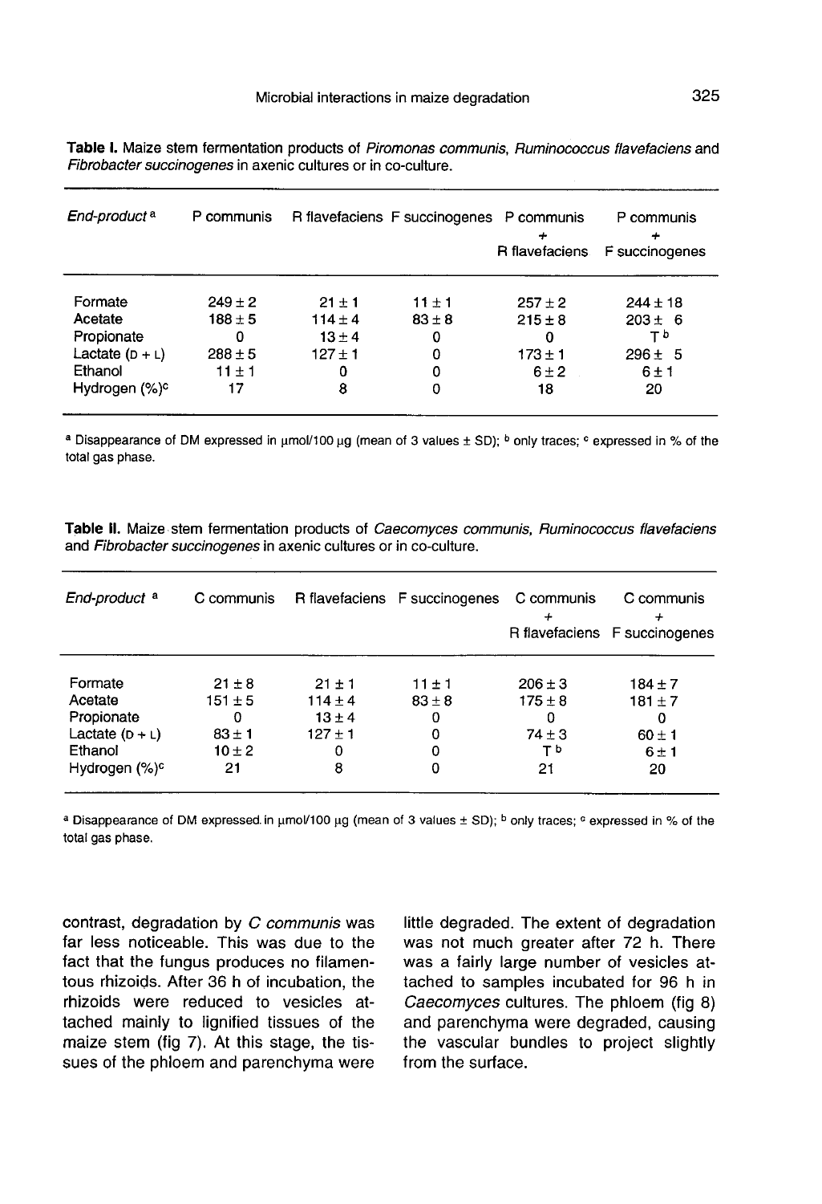**Table I.** Maize stem fermentation products of *Piromonas communis*, *Ruminococcus flavefaciens* and *Fibrobacter succinogenes* in axenic cultures or in co-culture.

| *End-product* [a] | P communis | R flavefaciens | F succinogenes | P communis + R flavefaciens | P communis + F succinogenes |
|---|---|---|---|---|---|
| Formate | 249 ± 2 | 21 ± 1 | 11 ± 1 | 257 ± 2 | 244 ± 18 |
| Acetate | 188 ± 5 | 114 ± 4 | 83 ± 8 | 215 ± 8 | 203 ± 6 |
| Propionate | 0 | 13 ± 4 | 0 | 0 | T [b] |
| Lactate (D + L) | 288 ± 5 | 127 ± 1 | 0 | 173 ± 1 | 296 ± 5 |
| Ethanol | 11 ± 1 | 0 | 0 | 6 ± 2 | 6 ± 1 |
| Hydrogen (%) [c] | 17 | 8 | 0 | 18 | 20 |

[a] Disappearance of DM expressed in µmol/100 µg (mean of 3 values ± SD); [b] only traces; [c] expressed in % of the total gas phase.

**Table II.** Maize stem fermentation products of *Caecomyces communis*, *Ruminococcus flavefaciens* and *Fibrobacter succinogenes* in axenic cultures or in co-culture.

| *End-product* [a] | C communis | R flavefaciens | F succinogenes | C communis + R flavefaciens | C communis + F succinogenes |
|---|---|---|---|---|---|
| Formate | 21 ± 8 | 21 ± 1 | 11 ± 1 | 206 ± 3 | 184 ± 7 |
| Acetate | 151 ± 5 | 114 ± 4 | 83 ± 8 | 175 ± 8 | 181 ± 7 |
| Propionate | 0 | 13 ± 4 | 0 | 0 | 0 |
| Lactate (D + L) | 83 ± 1 | 127 ± 1 | 0 | 74 ± 3 | 60 ± 1 |
| Ethanol | 10 ± 2 | 0 | 0 | T [b] | 6 ± 1 |
| Hydrogen (%) [c] | 21 | 8 | 0 | 21 | 20 |

[a] Disappearance of DM expressed in µmol/100 µg (mean of 3 values ± SD); [b] only traces; [c] expressed in % of the total gas phase.

contrast, degradation by *C communis* was far less noticeable. This was due to the fact that the fungus produces no filamentous rhizoids. After 36 h of incubation, the rhizoids were reduced to vesicles attached mainly to lignified tissues of the maize stem (fig 7). At this stage, the tissues of the phloem and parenchyma were little degraded. The extent of degradation was not much greater after 72 h. There was a fairly large number of vesicles attached to samples incubated for 96 h in *Caecomyces* cultures. The phloem (fig 8) and parenchyma were degraded, causing the vascular bundles to project slightly from the surface.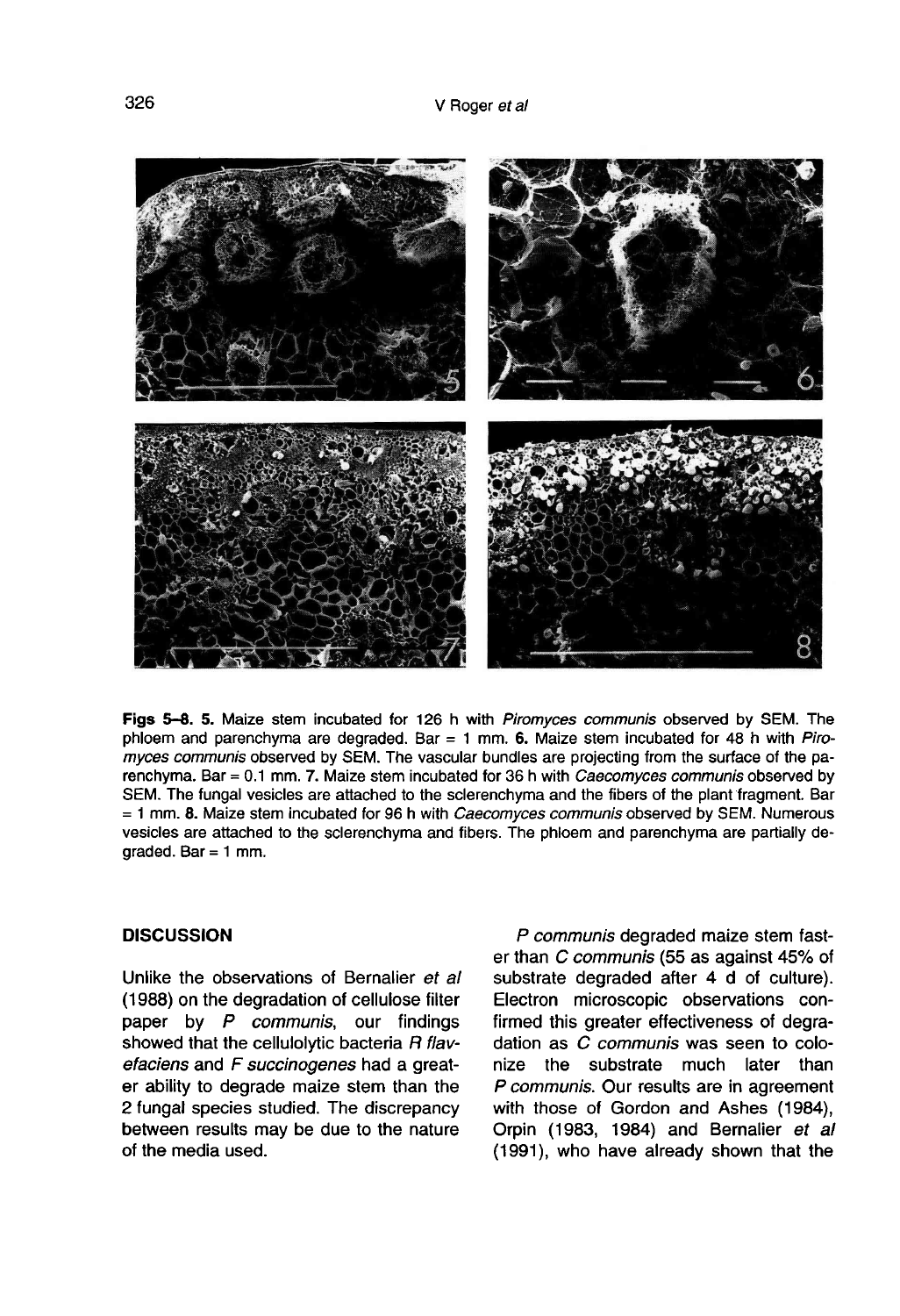**Figs 5–8. 5.** Maize stem incubated for 126 h with *Piromyces communis* observed by SEM. The phloem and parenchyma are degraded. Bar = 1 mm. **6.** Maize stem incubated for 48 h with *Piromyces communis* observed by SEM. The vascular bundles are projecting from the surface of the parenchyma. Bar = 0.1 mm. **7.** Maize stem incubated for 36 h with *Caecomyces communis* observed by SEM. The fungal vesicles are attached to the sclerenchyma and the fibers of the plant fragment. Bar = 1 mm. **8.** Maize stem incubated for 96 h with *Caecomyces communis* observed by SEM. Numerous vesicles are attached to the sclerenchyma and fibers. The phloem and parenchyma are partially degraded. Bar = 1 mm.

## DISCUSSION

Unlike the observations of Bernalier *et al* (1988) on the degradation of cellulose filter paper by *P communis*, our findings showed that the cellulolytic bacteria *R flavefaciens* and *F succinogenes* had a greater ability to degrade maize stem than the 2 fungal species studied. The discrepancy between results may be due to the nature of the media used.

*P communis* degraded maize stem faster than *C communis* (55 as against 45% of substrate degraded after 4 d of culture). Electron microscopic observations confirmed this greater effectiveness of degradation as *C communis* was seen to colonize the substrate much later than *P communis*. Our results are in agreement with those of Gordon and Ashes (1984), Orpin (1983, 1984) and Bernalier *et al* (1991), who have already shown that the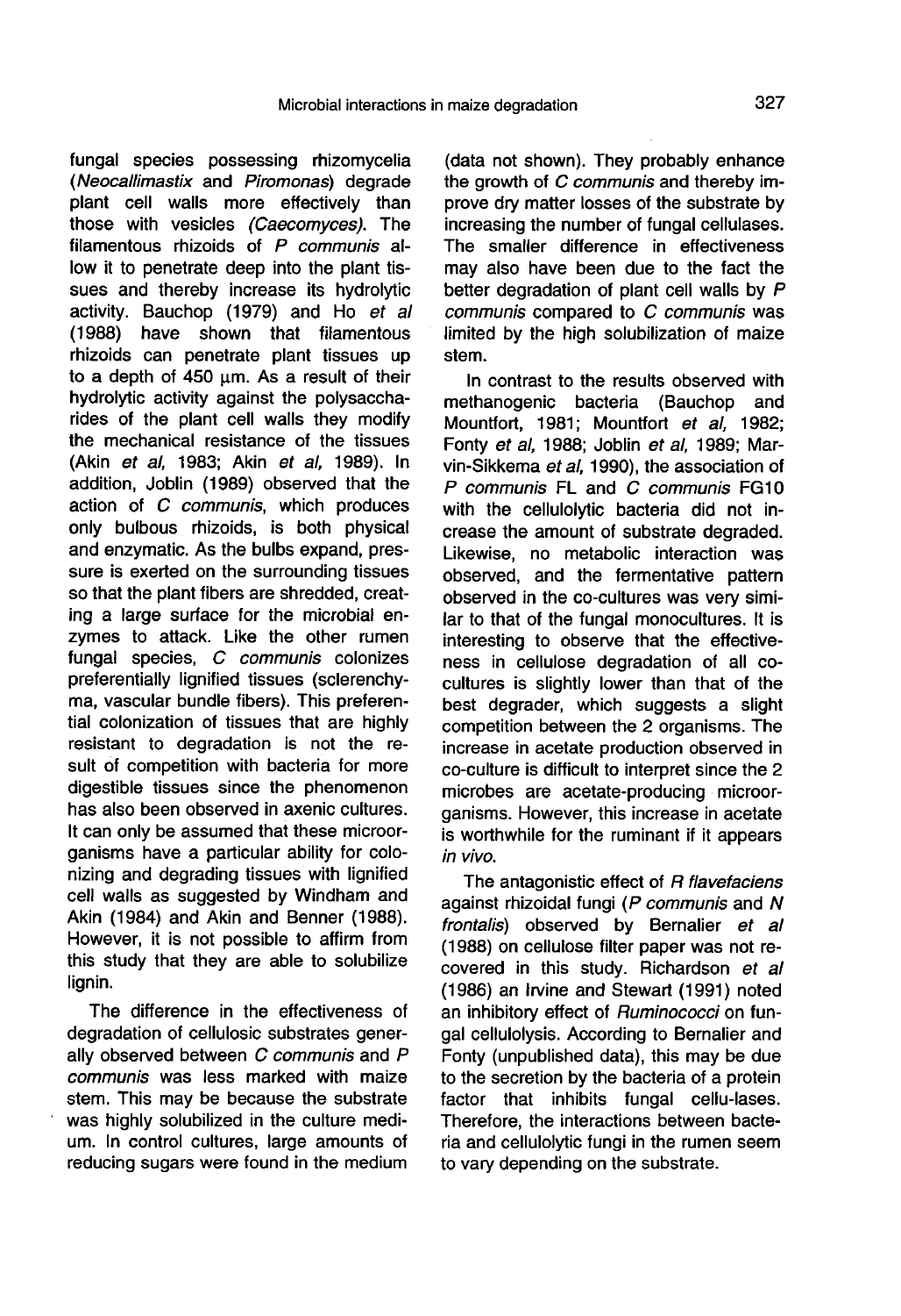fungal species possessing rhizomycelia (*Neocallimastix* and *Piromonas*) degrade plant cell walls more effectively than those with vesicles (*Caecomyces*). The filamentous rhizoids of *P communis* allow it to penetrate deep into the plant tissues and thereby increase its hydrolytic activity. Bauchop (1979) and Ho *et al* (1988) have shown that filamentous rhizoids can penetrate plant tissues up to a depth of 450 μm. As a result of their hydrolytic activity against the polysaccharides of the plant cell walls they modify the mechanical resistance of the tissues (Akin *et al*, 1983; Akin *et al*, 1989). In addition, Joblin (1989) observed that the action of *C communis*, which produces only bulbous rhizoids, is both physical and enzymatic. As the bulbs expand, pressure is exerted on the surrounding tissues so that the plant fibers are shredded, creating a large surface for the microbial enzymes to attack. Like the other rumen fungal species, *C communis* colonizes preferentially lignified tissues (sclerenchyma, vascular bundle fibers). This preferential colonization of tissues that are highly resistant to degradation is not the result of competition with bacteria for more digestible tissues since the phenomenon has also been observed in axenic cultures. It can only be assumed that these microorganisms have a particular ability for colonizing and degrading tissues with lignified cell walls as suggested by Windham and Akin (1984) and Akin and Benner (1988). However, it is not possible to affirm from this study that they are able to solubilize lignin.

The difference in the effectiveness of degradation of cellulosic substrates generally observed between *C communis* and *P communis* was less marked with maize stem. This may be because the substrate was highly solubilized in the culture medium. In control cultures, large amounts of reducing sugars were found in the medium (data not shown). They probably enhance the growth of *C communis* and thereby improve dry matter losses of the substrate by increasing the number of fungal cellulases. The smaller difference in effectiveness may also have been due to the fact the better degradation of plant cell walls by *P communis* compared to *C communis* was limited by the high solubilization of maize stem.

In contrast to the results observed with methanogenic bacteria (Bauchop and Mountfort, 1981; Mountfort *et al*, 1982; Fonty *et al*, 1988; Joblin *et al*, 1989; Marvin-Sikkema *et al*, 1990), the association of *P communis* FL and *C communis* FG10 with the cellulolytic bacteria did not increase the amount of substrate degraded. Likewise, no metabolic interaction was observed, and the fermentative pattern observed in the co-cultures was very similar to that of the fungal monocultures. It is interesting to observe that the effectiveness in cellulose degradation of all co-cultures is slightly lower than that of the best degrader, which suggests a slight competition between the 2 organisms. The increase in acetate production observed in co-culture is difficult to interpret since the 2 microbes are acetate-producing microorganisms. However, this increase in acetate is worthwhile for the ruminant if it appears *in vivo*.

The antagonistic effect of *R flavefaciens* against rhizoidal fungi (*P communis* and *N frontalis*) observed by Bernalier *et al* (1988) on cellulose filter paper was not recovered in this study. Richardson *et al* (1986) an Irvine and Stewart (1991) noted an inhibitory effect of *Ruminococci* on fungal cellulolysis. According to Bernalier and Fonty (unpublished data), this may be due to the secretion by the bacteria of a protein factor that inhibits fungal cellu-lases. Therefore, the interactions between bacteria and cellulolytic fungi in the rumen seem to vary depending on the substrate.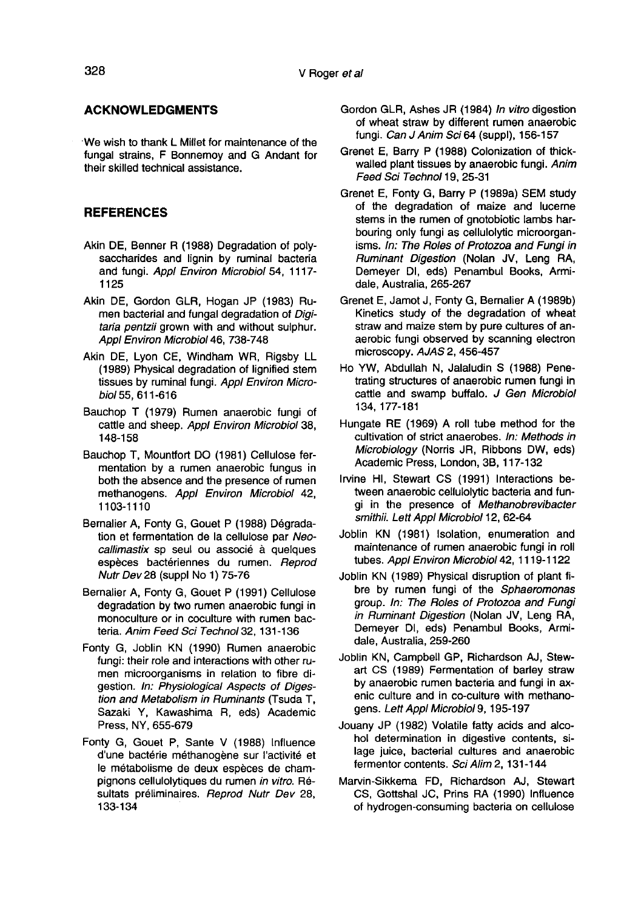## ACKNOWLEDGMENTS

We wish to thank L Millet for maintenance of the fungal strains, F Bonnemoy and G Andant for their skilled technical assistance.

## REFERENCES

Akin DE, Benner R (1988) Degradation of polysaccharides and lignin by ruminal bacteria and fungi. *Appl Environ Microbiol* 54, 1117-1125

Akin DE, Gordon GLR, Hogan JP (1983) Rumen bacterial and fungal degradation of *Digitaria pentzii* grown with and without sulphur. *Appl Environ Microbiol* 46, 738-748

Akin DE, Lyon CE, Windham WR, Rigsby LL (1989) Physical degradation of lignified stem tissues by ruminal fungi. *Appl Environ Microbiol* 55, 611-616

Bauchop T (1979) Rumen anaerobic fungi of cattle and sheep. *Appl Environ Microbiol* 38, 148-158

Bauchop T, Mountfort DO (1981) Cellulose fermentation by a rumen anaerobic fungus in both the absence and the presence of rumen methanogens. *Appl Environ Microbiol* 42, 1103-1110

Bernalier A, Fonty G, Gouet P (1988) Dégradation et fermentation de la cellulose par *Neocallimastix* sp seul ou associé à quelques espèces bactériennes du rumen. *Reprod Nutr Dev* 28 (suppl No 1) 75-76

Bernalier A, Fonty G, Gouet P (1991) Cellulose degradation by two rumen anaerobic fungi in monoculture or in coculture with rumen bacteria. *Anim Feed Sci Technol* 32, 131-136

Fonty G, Joblin KN (1990) Rumen anaerobic fungi: their role and interactions with other rumen microorganisms in relation to fibre digestion. *In: Physiological Aspects of Digestion and Metabolism in Ruminants* (Tsuda T, Sazaki Y, Kawashima R, eds) Academic Press, NY, 655-679

Fonty G, Gouet P, Sante V (1988) Influence d'une bactérie méthanogène sur l'activité et le métabolisme de deux espèces de champignons cellulolytiques du rumen *in vitro*. Résultats préliminaires. *Reprod Nutr Dev* 28, 133-134

Gordon GLR, Ashes JR (1984) *In vitro* digestion of wheat straw by different rumen anaerobic fungi. *Can J Anim Sci* 64 (suppl), 156-157

Grenet E, Barry P (1988) Colonization of thick-walled plant tissues by anaerobic fungi. *Anim Feed Sci Technol* 19, 25-31

Grenet E, Fonty G, Barry P (1989a) SEM study of the degradation of maize and lucerne stems in the rumen of gnotobiotic lambs harbouring only fungi as cellulolytic microorganisms. *In: The Roles of Protozoa and Fungi in Ruminant Digestion* (Nolan JV, Leng RA, Demeyer DI, eds) Penambul Books, Armidale, Australia, 265-267

Grenet E, Jamot J, Fonty G, Bernalier A (1989b) Kinetics study of the degradation of wheat straw and maize stem by pure cultures of anaerobic fungi observed by scanning electron microscopy. *AJAS* 2, 456-457

Ho YW, Abdullah N, Jalaludin S (1988) Penetrating structures of anaerobic rumen fungi in cattle and swamp buffalo. *J Gen Microbiol* 134, 177-181

Hungate RE (1969) A roll tube method for the cultivation of strict anaerobes. *In: Methods in Microbiology* (Norris JR, Ribbons DW, eds) Academic Press, London, 3B, 117-132

Irvine HI, Stewart CS (1991) Interactions between anaerobic cellulolytic bacteria and fungi in the presence of *Methanobrevibacter smithii*. *Lett Appl Microbiol* 12, 62-64

Joblin KN (1981) Isolation, enumeration and maintenance of rumen anaerobic fungi in roll tubes. *Appl Environ Microbiol* 42, 1119-1122

Joblin KN (1989) Physical disruption of plant fibre by rumen fungi of the *Sphaeromonas* group. *In: The Roles of Protozoa and Fungi in Ruminant Digestion* (Nolan JV, Leng RA, Demeyer DI, eds) Penambul Books, Armidale, Australia, 259-260

Joblin KN, Campbell GP, Richardson AJ, Stewart CS (1989) Fermentation of barley straw by anaerobic rumen bacteria and fungi in axenic culture and in co-culture with methanogens. *Lett Appl Microbiol* 9, 195-197

Jouany JP (1982) Volatile fatty acids and alcohol determination in digestive contents, silage juice, bacterial cultures and anaerobic fermentor contents. *Sci Alim* 2, 131-144

Marvin-Sikkema FD, Richardson AJ, Stewart CS, Gottshal JC, Prins RA (1990) Influence of hydrogen-consuming bacteria on cellulose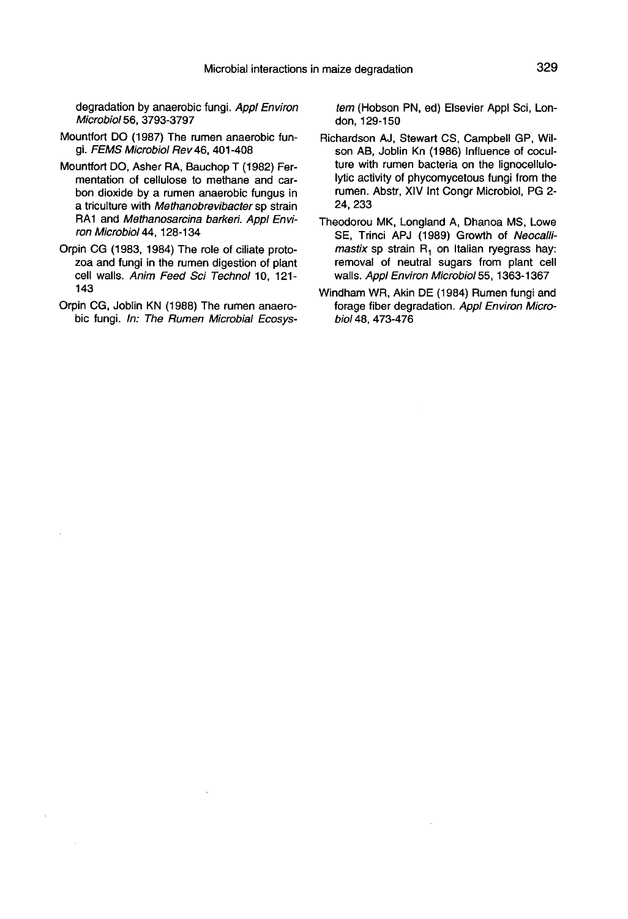degradation by anaerobic fungi. *Appl Environ Microbiol* 56, 3793-3797

Mountfort DO (1987) The rumen anaerobic fungi. *FEMS Microbiol Rev* 46, 401-408

Mountfort DO, Asher RA, Bauchop T (1982) Fermentation of cellulose to methane and carbon dioxide by a rumen anaerobic fungus in a triculture with *Methanobrevibacter* sp strain RA1 and *Methanosarcina barkeri*. *Appl Environ Microbiol* 44, 128-134

Orpin CG (1983, 1984) The role of ciliate protozoa and fungi in the rumen digestion of plant cell walls. *Anim Feed Sci Technol* 10, 121-143

Orpin CG, Joblin KN (1988) The rumen anaerobic fungi. *In: The Rumen Microbial Ecosystem* (Hobson PN, ed) Elsevier Appl Sci, London, 129-150

Richardson AJ, Stewart CS, Campbell GP, Wilson AB, Joblin Kn (1986) Influence of coculture with rumen bacteria on the lignocellulolytic activity of phycomycetous fungi from the rumen. Abstr, XIV Int Congr Microbiol, PG 2-24, 233

Theodorou MK, Longland A, Dhanoa MS, Lowe SE, Trinci APJ (1989) Growth of *Neocallimastix* sp strain $R_1$ on Italian ryegrass hay: removal of neutral sugars from plant cell walls. *Appl Environ Microbiol* 55, 1363-1367

Windham WR, Akin DE (1984) Rumen fungi and forage fiber degradation. *Appl Environ Microbiol* 48, 473-476